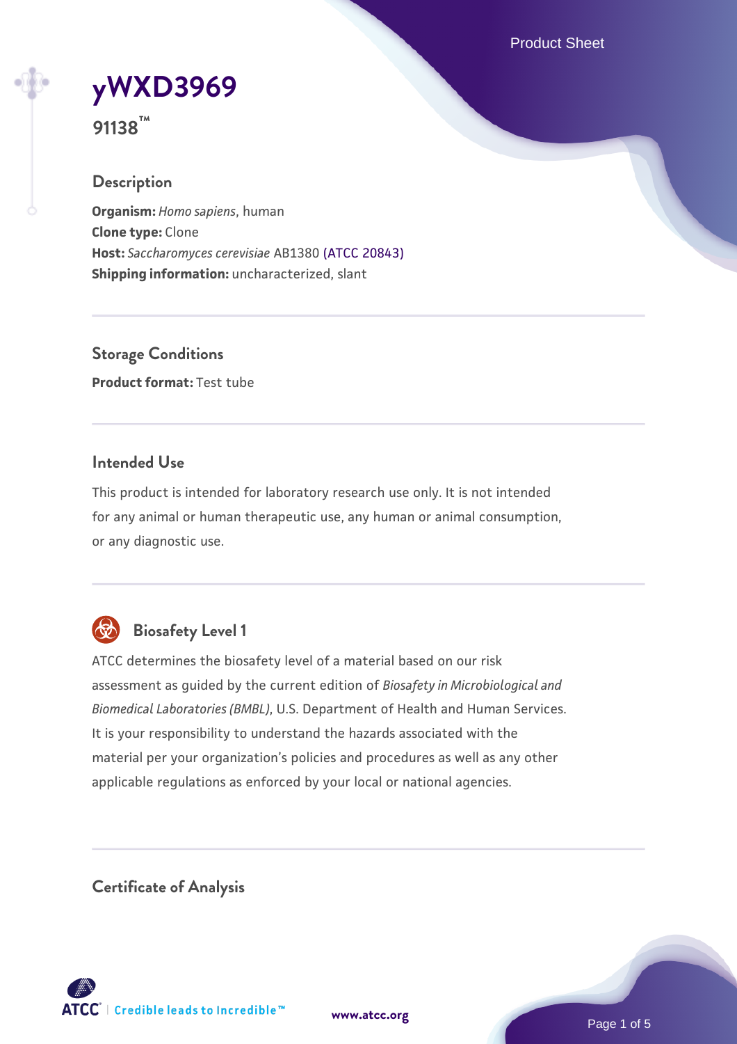# yWXD3969

**91138™**

## Description

**Organism:** *Homo sapiens*, human
**Clone type:** Clone
**Host:** *Saccharomyces cerevisiae* AB1380 (ATCC 20843)
**Shipping information:** uncharacterized, slant

## Storage Conditions

**Product format:** Test tube

## Intended Use

This product is intended for laboratory research use only. It is not intended for any animal or human therapeutic use, any human or animal consumption, or any diagnostic use.

## Biosafety Level 1

ATCC determines the biosafety level of a material based on our risk assessment as guided by the current edition of *Biosafety in Microbiological and Biomedical Laboratories (BMBL)*, U.S. Department of Health and Human Services. It is your responsibility to understand the hazards associated with the material per your organization's policies and procedures as well as any other applicable regulations as enforced by your local or national agencies.

## Certificate of Analysis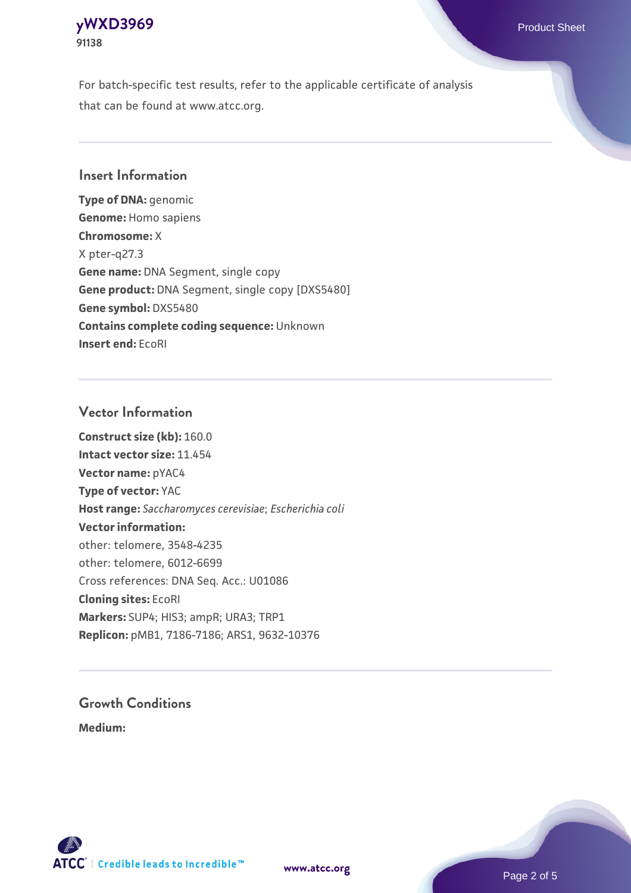For batch-specific test results, refer to the applicable certificate of analysis that can be found at www.atcc.org.

## Insert Information

**Type of DNA:** genomic
**Genome:** Homo sapiens
**Chromosome:** X
X pter-q27.3
**Gene name:** DNA Segment, single copy
**Gene product:** DNA Segment, single copy [DXS5480]
**Gene symbol:** DXS5480
**Contains complete coding sequence:** Unknown
**Insert end:** EcoRI

## Vector Information

**Construct size (kb):** 160.0
**Intact vector size:** 11.454
**Vector name:** pYAC4
**Type of vector:** YAC
**Host range:** *Saccharomyces cerevisiae*; *Escherichia coli*
**Vector information:**
other: telomere, 3548-4235
other: telomere, 6012-6699
Cross references: DNA Seq. Acc.: U01086
**Cloning sites:** EcoRI
**Markers:** SUP4; HIS3; ampR; URA3; TRP1
**Replicon:** pMB1, 7186-7186; ARS1, 9632-10376

## Growth Conditions

**Medium:**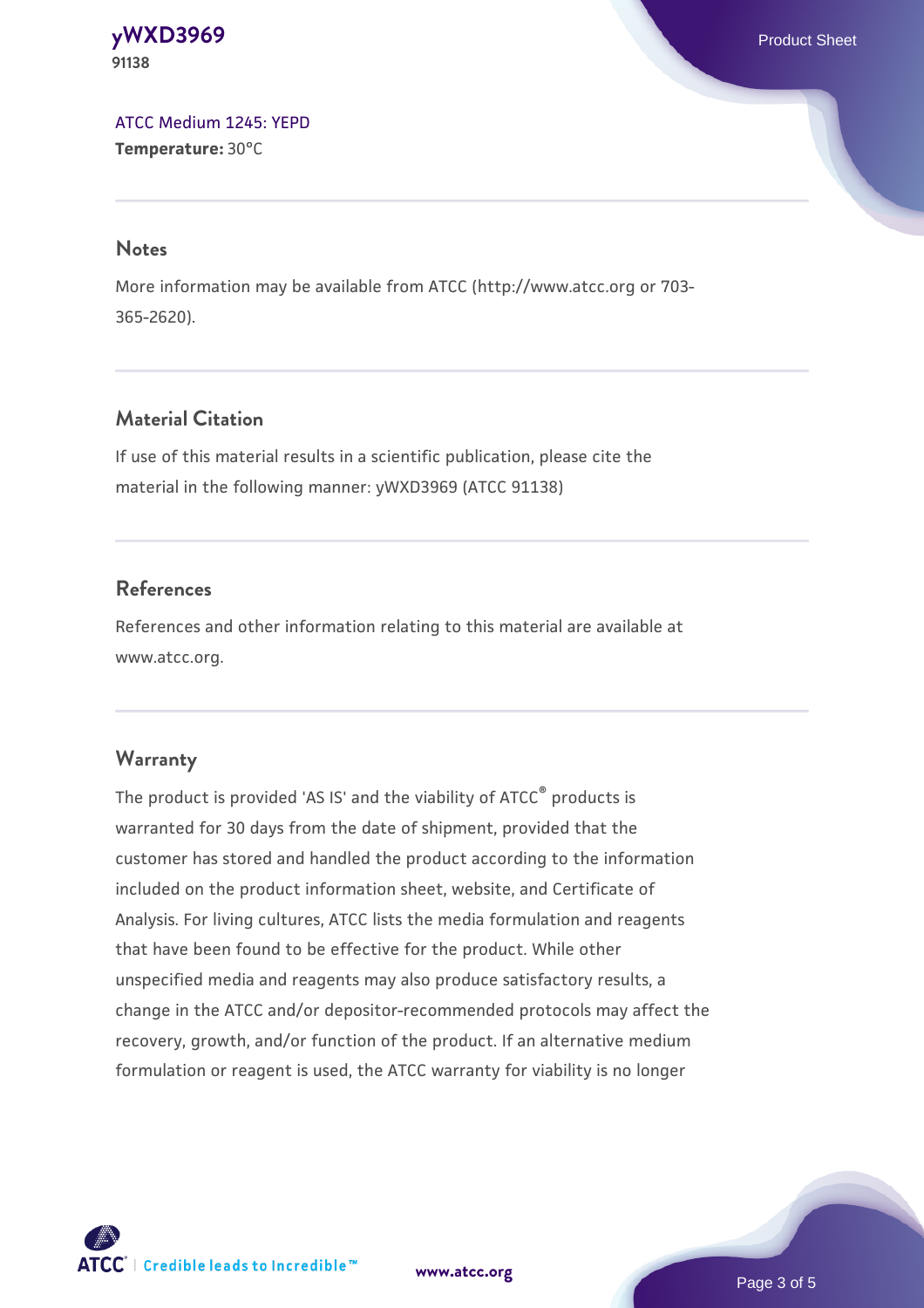ATCC Medium 1245: YEPD
**Temperature:** 30°C

## Notes

More information may be available from ATCC (http://www.atcc.org or 703-365-2620).

## Material Citation

If use of this material results in a scientific publication, please cite the material in the following manner: yWXD3969 (ATCC 91138)

## References

References and other information relating to this material are available at www.atcc.org.

## Warranty

The product is provided 'AS IS' and the viability of ATCC® products is warranted for 30 days from the date of shipment, provided that the customer has stored and handled the product according to the information included on the product information sheet, website, and Certificate of Analysis. For living cultures, ATCC lists the media formulation and reagents that have been found to be effective for the product. While other unspecified media and reagents may also produce satisfactory results, a change in the ATCC and/or depositor-recommended protocols may affect the recovery, growth, and/or function of the product. If an alternative medium formulation or reagent is used, the ATCC warranty for viability is no longer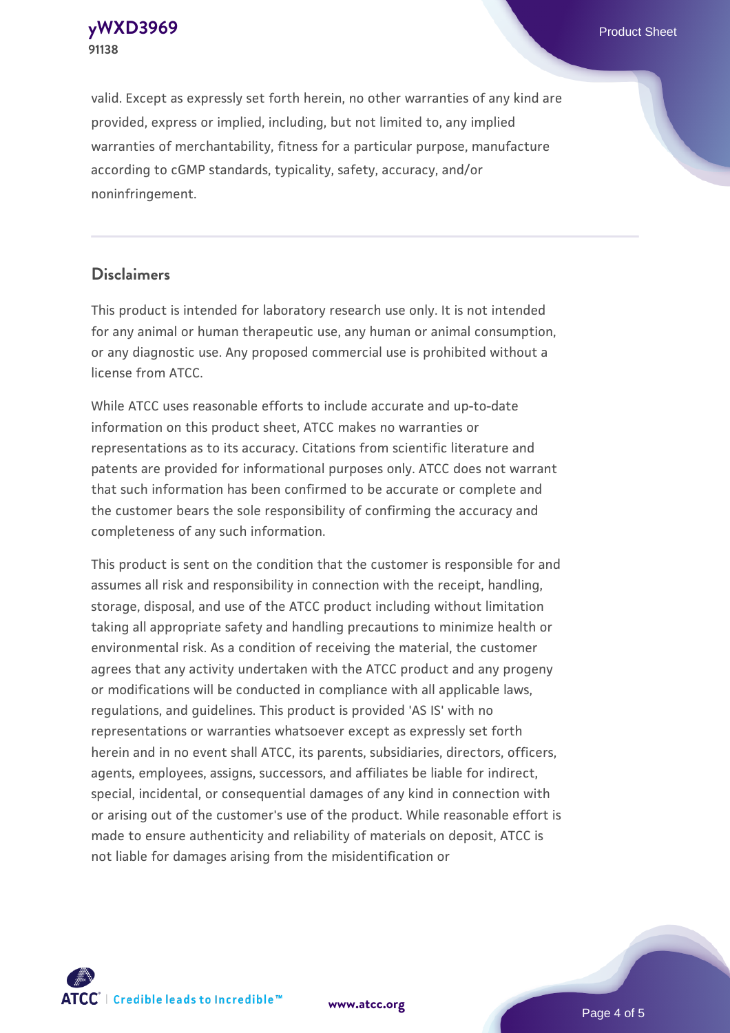valid. Except as expressly set forth herein, no other warranties of any kind are provided, express or implied, including, but not limited to, any implied warranties of merchantability, fitness for a particular purpose, manufacture according to cGMP standards, typicality, safety, accuracy, and/or noninfringement.

## Disclaimers

This product is intended for laboratory research use only. It is not intended for any animal or human therapeutic use, any human or animal consumption, or any diagnostic use. Any proposed commercial use is prohibited without a license from ATCC.

While ATCC uses reasonable efforts to include accurate and up-to-date information on this product sheet, ATCC makes no warranties or representations as to its accuracy. Citations from scientific literature and patents are provided for informational purposes only. ATCC does not warrant that such information has been confirmed to be accurate or complete and the customer bears the sole responsibility of confirming the accuracy and completeness of any such information.

This product is sent on the condition that the customer is responsible for and assumes all risk and responsibility in connection with the receipt, handling, storage, disposal, and use of the ATCC product including without limitation taking all appropriate safety and handling precautions to minimize health or environmental risk. As a condition of receiving the material, the customer agrees that any activity undertaken with the ATCC product and any progeny or modifications will be conducted in compliance with all applicable laws, regulations, and guidelines. This product is provided 'AS IS' with no representations or warranties whatsoever except as expressly set forth herein and in no event shall ATCC, its parents, subsidiaries, directors, officers, agents, employees, assigns, successors, and affiliates be liable for indirect, special, incidental, or consequential damages of any kind in connection with or arising out of the customer's use of the product. While reasonable effort is made to ensure authenticity and reliability of materials on deposit, ATCC is not liable for damages arising from the misidentification or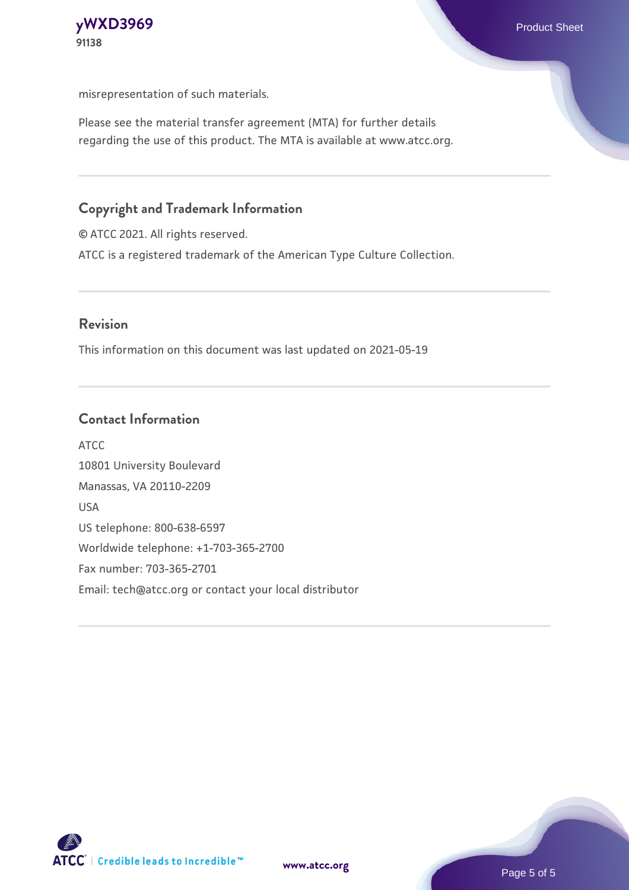misrepresentation of such materials.

Please see the material transfer agreement (MTA) for further details regarding the use of this product. The MTA is available at www.atcc.org.

## Copyright and Trademark Information

© ATCC 2021. All rights reserved.

ATCC is a registered trademark of the American Type Culture Collection.

## Revision

This information on this document was last updated on 2021-05-19

## Contact Information

ATCC
10801 University Boulevard
Manassas, VA 20110-2209
USA
US telephone: 800-638-6597
Worldwide telephone: +1-703-365-2700
Fax number: 703-365-2701
Email: tech@atcc.org or contact your local distributor